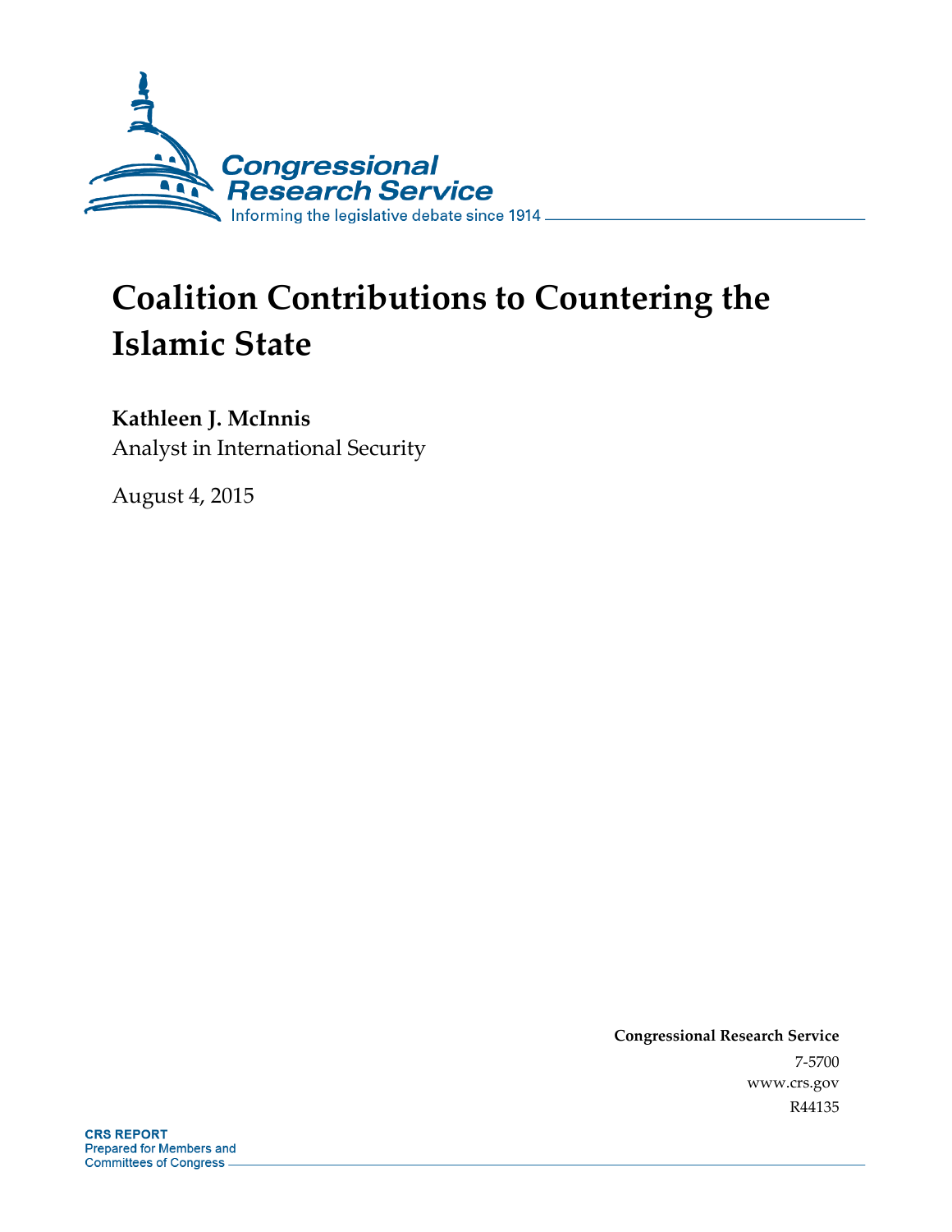Congressional Research Service

Informing the legislative debate since 1914

# Coalition Contributions to Countering the Islamic State

**Kathleen J. McInnis**

Analyst in International Security

August 4, 2015

**Congressional Research Service**

7-5700

www.crs.gov

R44135

**CRS REPORT**

Prepared for Members and Committees of Congress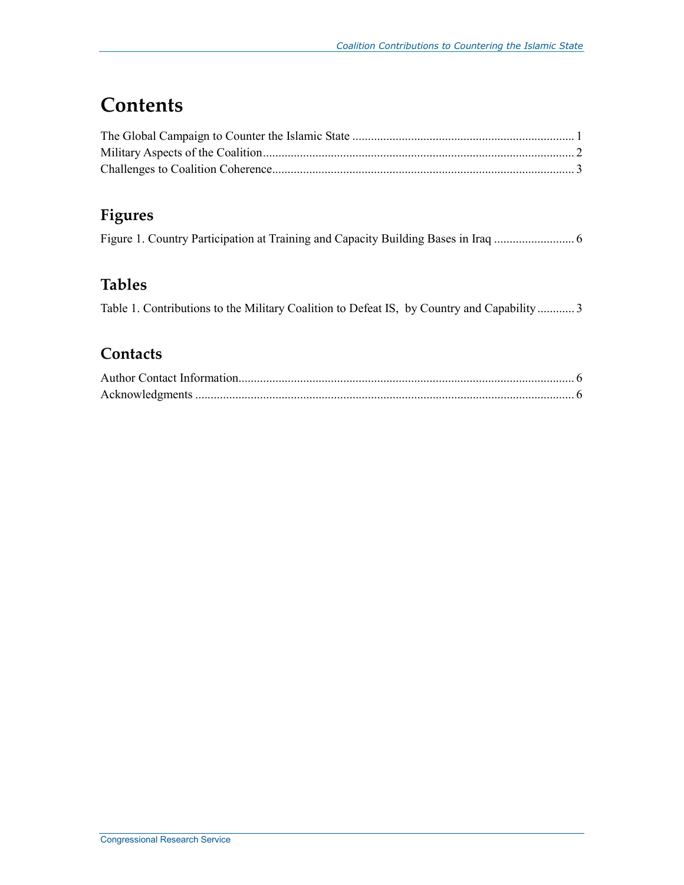# Contents

The Global Campaign to Counter the Islamic State ........................................................................ 1
Military Aspects of the Coalition..................................................................................................... 2
Challenges to Coalition Coherence.................................................................................................. 3

## Figures

Figure 1. Country Participation at Training and Capacity Building Bases in Iraq .......................... 6

## Tables

Table 1. Contributions to the Military Coalition to Defeat IS, by Country and Capability............ 3

## Contacts

Author Contact Information............................................................................................................. 6
Acknowledgments ........................................................................................................................... 6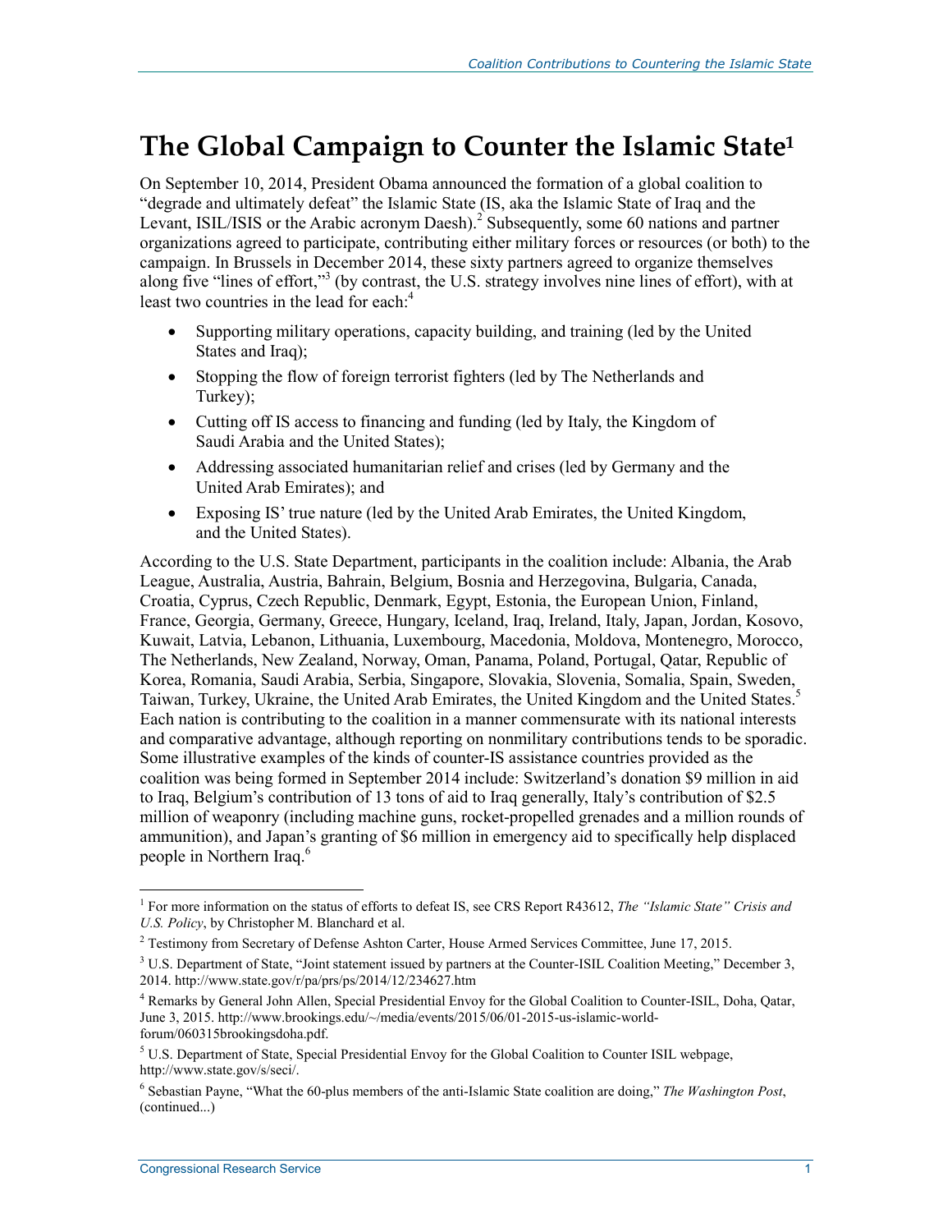# The Global Campaign to Counter the Islamic State[1]

On September 10, 2014, President Obama announced the formation of a global coalition to "degrade and ultimately defeat" the Islamic State (IS, aka the Islamic State of Iraq and the Levant, ISIL/ISIS or the Arabic acronym Daesh).[2] Subsequently, some 60 nations and partner organizations agreed to participate, contributing either military forces or resources (or both) to the campaign. In Brussels in December 2014, these sixty partners agreed to organize themselves along five "lines of effort,"[3] (by contrast, the U.S. strategy involves nine lines of effort), with at least two countries in the lead for each:[4]

- Supporting military operations, capacity building, and training (led by the United States and Iraq);
- Stopping the flow of foreign terrorist fighters (led by The Netherlands and Turkey);
- Cutting off IS access to financing and funding (led by Italy, the Kingdom of Saudi Arabia and the United States);
- Addressing associated humanitarian relief and crises (led by Germany and the United Arab Emirates); and
- Exposing IS' true nature (led by the United Arab Emirates, the United Kingdom, and the United States).

According to the U.S. State Department, participants in the coalition include: Albania, the Arab League, Australia, Austria, Bahrain, Belgium, Bosnia and Herzegovina, Bulgaria, Canada, Croatia, Cyprus, Czech Republic, Denmark, Egypt, Estonia, the European Union, Finland, France, Georgia, Germany, Greece, Hungary, Iceland, Iraq, Ireland, Italy, Japan, Jordan, Kosovo, Kuwait, Latvia, Lebanon, Lithuania, Luxembourg, Macedonia, Moldova, Montenegro, Morocco, The Netherlands, New Zealand, Norway, Oman, Panama, Poland, Portugal, Qatar, Republic of Korea, Romania, Saudi Arabia, Serbia, Singapore, Slovakia, Slovenia, Somalia, Spain, Sweden, Taiwan, Turkey, Ukraine, the United Arab Emirates, the United Kingdom and the United States.[5] Each nation is contributing to the coalition in a manner commensurate with its national interests and comparative advantage, although reporting on nonmilitary contributions tends to be sporadic. Some illustrative examples of the kinds of counter-IS assistance countries provided as the coalition was being formed in September 2014 include: Switzerland's donation $9 million in aid to Iraq, Belgium's contribution of 13 tons of aid to Iraq generally, Italy's contribution of $2.5 million of weaponry (including machine guns, rocket-propelled grenades and a million rounds of ammunition), and Japan's granting of $6 million in emergency aid to specifically help displaced people in Northern Iraq.[6]

---

[1] For more information on the status of efforts to defeat IS, see CRS Report R43612, *The "Islamic State" Crisis and U.S. Policy*, by Christopher M. Blanchard et al.

[2] Testimony from Secretary of Defense Ashton Carter, House Armed Services Committee, June 17, 2015.

[3] U.S. Department of State, "Joint statement issued by partners at the Counter-ISIL Coalition Meeting," December 3, 2014. http://www.state.gov/r/pa/prs/ps/2014/12/234627.htm

[4] Remarks by General John Allen, Special Presidential Envoy for the Global Coalition to Counter-ISIL, Doha, Qatar, June 3, 2015. http://www.brookings.edu/~/media/events/2015/06/01-2015-us-islamic-world-forum/060315brookingsdoha.pdf.

[5] U.S. Department of State, Special Presidential Envoy for the Global Coalition to Counter ISIL webpage, http://www.state.gov/s/seci/.

[6] Sebastian Payne, "What the 60-plus members of the anti-Islamic State coalition are doing," *The Washington Post*, (continued...)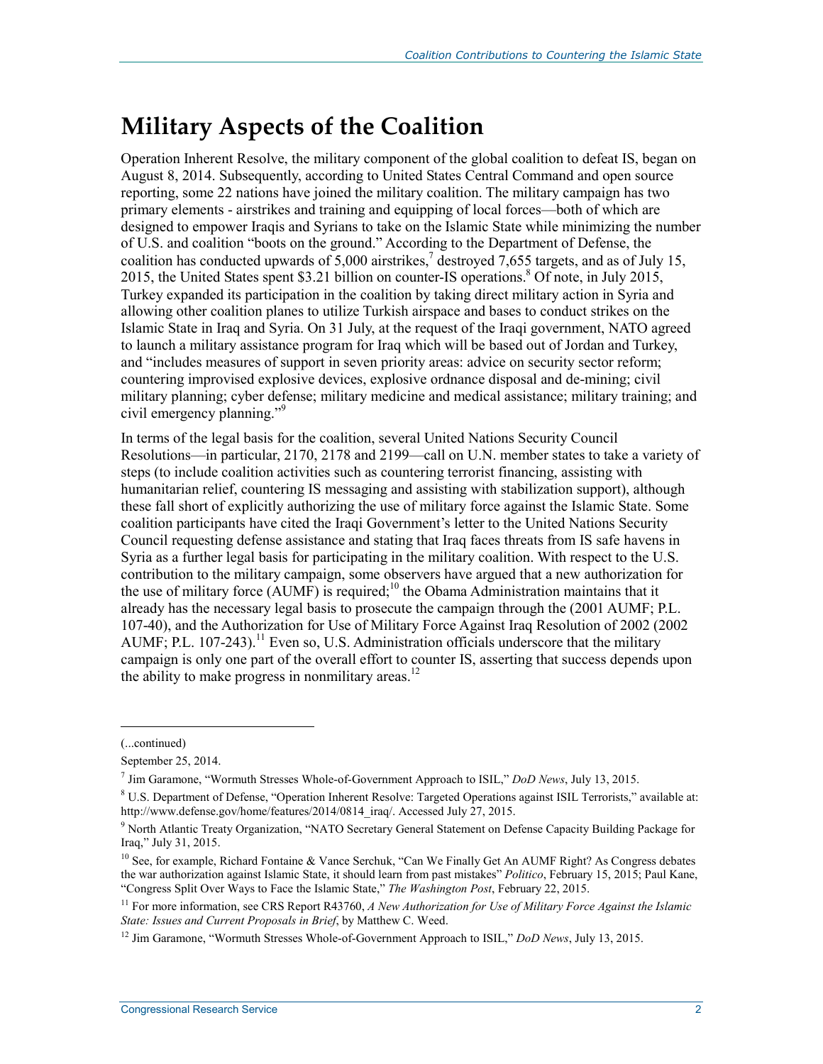# Military Aspects of the Coalition

Operation Inherent Resolve, the military component of the global coalition to defeat IS, began on August 8, 2014. Subsequently, according to United States Central Command and open source reporting, some 22 nations have joined the military coalition. The military campaign has two primary elements - airstrikes and training and equipping of local forces—both of which are designed to empower Iraqis and Syrians to take on the Islamic State while minimizing the number of U.S. and coalition "boots on the ground." According to the Department of Defense, the coalition has conducted upwards of 5,000 airstrikes,[7] destroyed 7,655 targets, and as of July 15, 2015, the United States spent $3.21 billion on counter-IS operations.[8] Of note, in July 2015, Turkey expanded its participation in the coalition by taking direct military action in Syria and allowing other coalition planes to utilize Turkish airspace and bases to conduct strikes on the Islamic State in Iraq and Syria. On 31 July, at the request of the Iraqi government, NATO agreed to launch a military assistance program for Iraq which will be based out of Jordan and Turkey, and "includes measures of support in seven priority areas: advice on security sector reform; countering improvised explosive devices, explosive ordnance disposal and de-mining; civil military planning; cyber defense; military medicine and medical assistance; military training; and civil emergency planning."[9]

In terms of the legal basis for the coalition, several United Nations Security Council Resolutions—in particular, 2170, 2178 and 2199—call on U.N. member states to take a variety of steps (to include coalition activities such as countering terrorist financing, assisting with humanitarian relief, countering IS messaging and assisting with stabilization support), although these fall short of explicitly authorizing the use of military force against the Islamic State. Some coalition participants have cited the Iraqi Government's letter to the United Nations Security Council requesting defense assistance and stating that Iraq faces threats from IS safe havens in Syria as a further legal basis for participating in the military coalition. With respect to the U.S. contribution to the military campaign, some observers have argued that a new authorization for the use of military force (AUMF) is required;[10] the Obama Administration maintains that it already has the necessary legal basis to prosecute the campaign through the (2001 AUMF; P.L. 107-40), and the Authorization for Use of Military Force Against Iraq Resolution of 2002 (2002 AUMF; P.L. 107-243).[11] Even so, U.S. Administration officials underscore that the military campaign is only one part of the overall effort to counter IS, asserting that success depends upon the ability to make progress in nonmilitary areas.[12]

---

(...continued)

September 25, 2014.

[7] Jim Garamone, "Wormuth Stresses Whole-of-Government Approach to ISIL," *DoD News*, July 13, 2015.

[8] U.S. Department of Defense, "Operation Inherent Resolve: Targeted Operations against ISIL Terrorists," available at: http://www.defense.gov/home/features/2014/0814_iraq/. Accessed July 27, 2015.

[9] North Atlantic Treaty Organization, "NATO Secretary General Statement on Defense Capacity Building Package for Iraq," July 31, 2015.

[10] See, for example, Richard Fontaine & Vance Serchuk, "Can We Finally Get An AUMF Right? As Congress debates the war authorization against Islamic State, it should learn from past mistakes" *Politico*, February 15, 2015; Paul Kane, "Congress Split Over Ways to Face the Islamic State," *The Washington Post*, February 22, 2015.

[11] For more information, see CRS Report R43760, *A New Authorization for Use of Military Force Against the Islamic State: Issues and Current Proposals in Brief*, by Matthew C. Weed.

[12] Jim Garamone, "Wormuth Stresses Whole-of-Government Approach to ISIL," *DoD News*, July 13, 2015.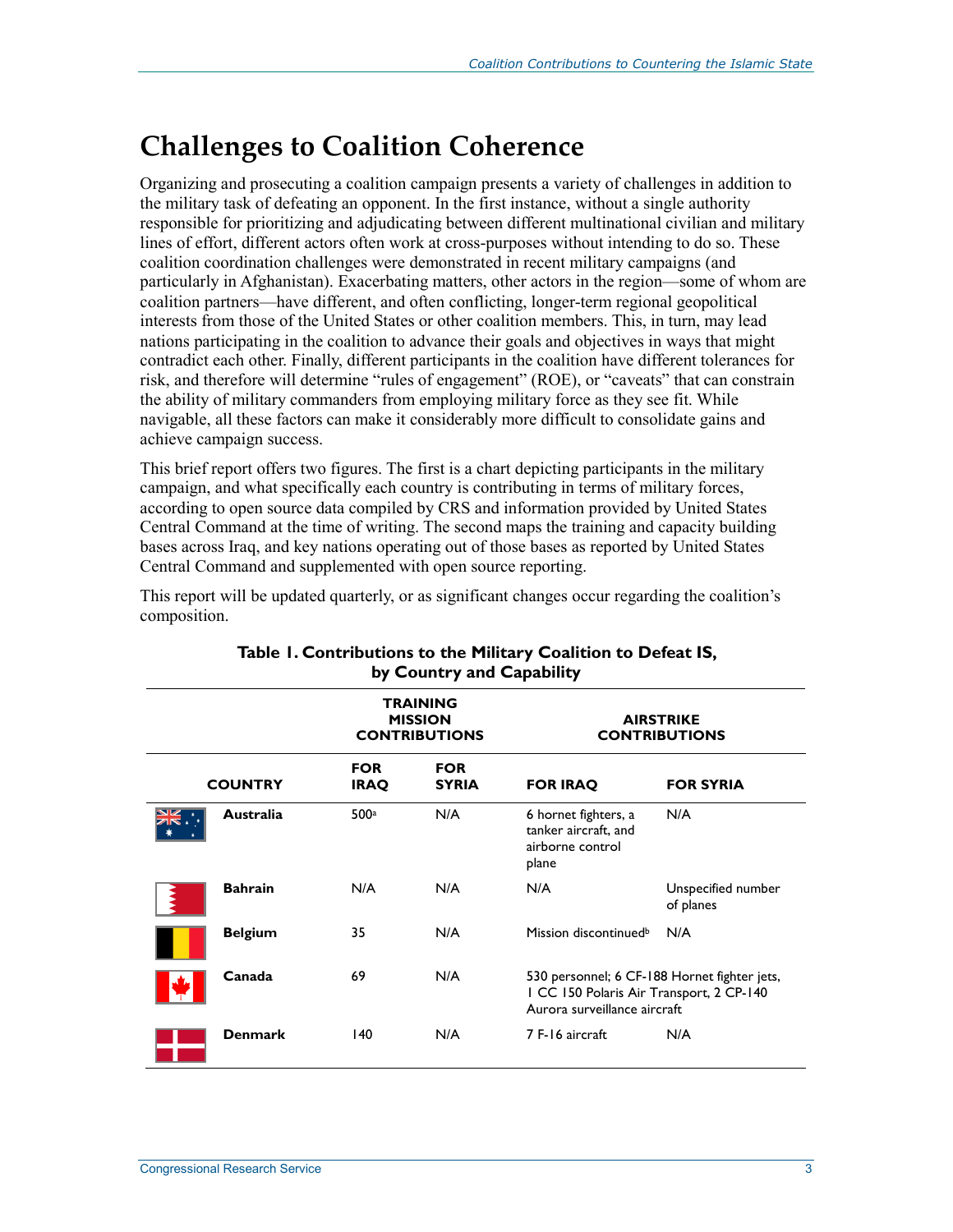# Challenges to Coalition Coherence

Organizing and prosecuting a coalition campaign presents a variety of challenges in addition to the military task of defeating an opponent. In the first instance, without a single authority responsible for prioritizing and adjudicating between different multinational civilian and military lines of effort, different actors often work at cross-purposes without intending to do so. These coalition coordination challenges were demonstrated in recent military campaigns (and particularly in Afghanistan). Exacerbating matters, other actors in the region—some of whom are coalition partners—have different, and often conflicting, longer-term regional geopolitical interests from those of the United States or other coalition members. This, in turn, may lead nations participating in the coalition to advance their goals and objectives in ways that might contradict each other. Finally, different participants in the coalition have different tolerances for risk, and therefore will determine "rules of engagement" (ROE), or "caveats" that can constrain the ability of military commanders from employing military force as they see fit. While navigable, all these factors can make it considerably more difficult to consolidate gains and achieve campaign success.

This brief report offers two figures. The first is a chart depicting participants in the military campaign, and what specifically each country is contributing in terms of military forces, according to open source data compiled by CRS and information provided by United States Central Command at the time of writing. The second maps the training and capacity building bases across Iraq, and key nations operating out of those bases as reported by United States Central Command and supplemented with open source reporting.

This report will be updated quarterly, or as significant changes occur regarding the coalition's composition.

**Table 1. Contributions to the Military Coalition to Defeat IS, by Country and Capability**

| | TRAINING MISSION CONTRIBUTIONS | | AIRSTRIKE CONTRIBUTIONS | |
|---|---|---|---|---|
| **COUNTRY** | **FOR IRAQ** | **FOR SYRIA** | **FOR IRAQ** | **FOR SYRIA** |
| **Australia** | 500[a] | N/A | 6 hornet fighters, a tanker aircraft, and airborne control plane | N/A |
| **Bahrain** | N/A | N/A | N/A | Unspecified number of planes |
| **Belgium** | 35 | N/A | Mission discontinued[b] | N/A |
| **Canada** | 69 | N/A | 530 personnel; 6 CF-188 Hornet fighter jets, 1 CC 150 Polaris Air Transport, 2 CP-140 Aurora surveillance aircraft | |
| **Denmark** | 140 | N/A | 7 F-16 aircraft | N/A |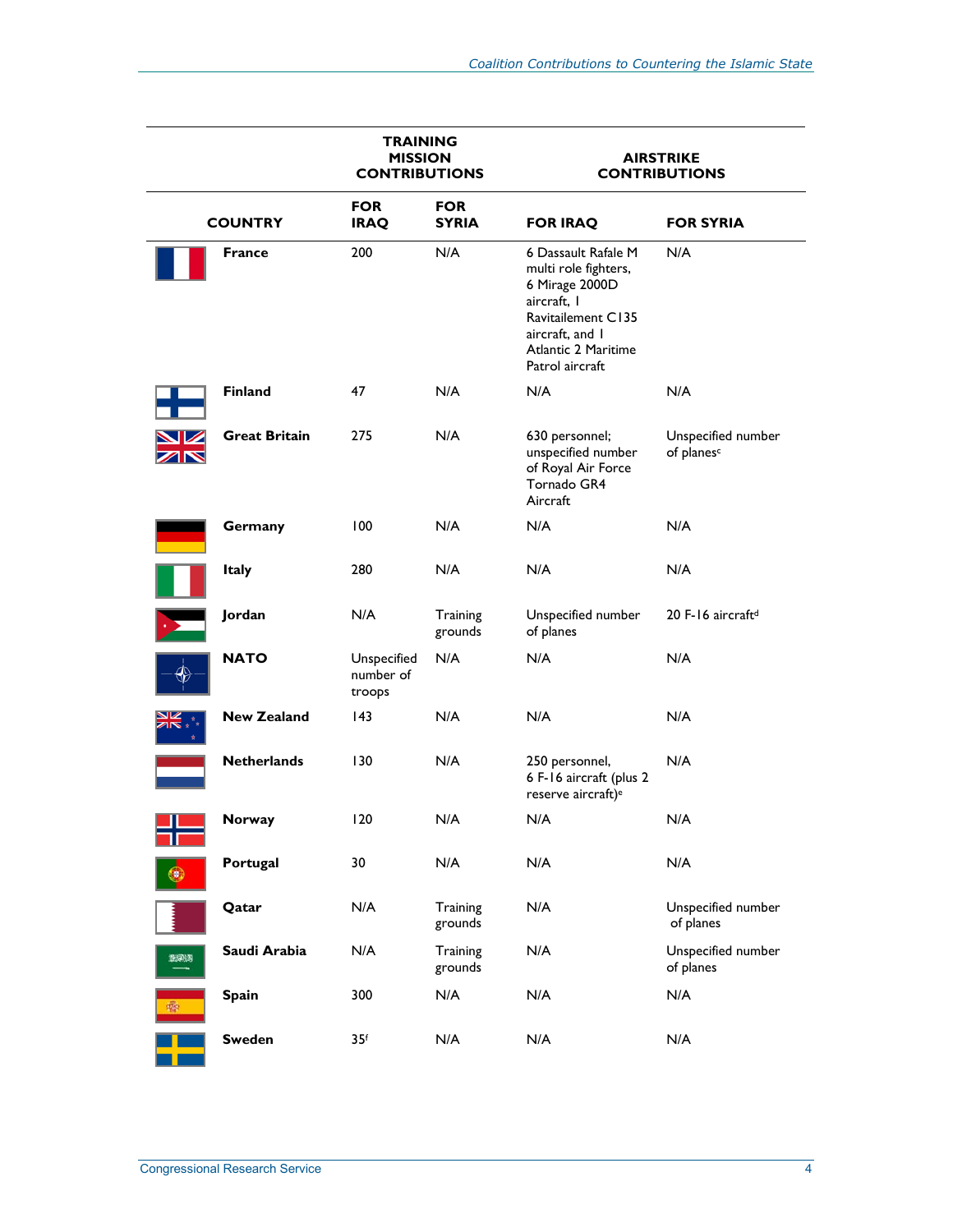| COUNTRY | TRAINING MISSION CONTRIBUTIONS FOR IRAQ | FOR SYRIA | AIRSTRIKE CONTRIBUTIONS FOR IRAQ | FOR SYRIA |
|---|---|---|---|---|
| **France** | 200 | N/A | 6 Dassault Rafale M multi role fighters, 6 Mirage 2000D aircraft, 1 Ravitailement C135 aircraft, and 1 Atlantic 2 Maritime Patrol aircraft | N/A |
| **Finland** | 47 | N/A | N/A | N/A |
| **Great Britain** | 275 | N/A | 630 personnel; unspecified number of Royal Air Force Tornado GR4 Aircraft | Unspecified number of planes[c] |
| **Germany** | 100 | N/A | N/A | N/A |
| **Italy** | 280 | N/A | N/A | N/A |
| **Jordan** | N/A | Training grounds | Unspecified number of planes | 20 F-16 aircraft[d] |
| **NATO** | Unspecified number of troops | N/A | N/A | N/A |
| **New Zealand** | 143 | N/A | N/A | N/A |
| **Netherlands** | 130 | N/A | 250 personnel, 6 F-16 aircraft (plus 2 reserve aircraft)[e] | N/A |
| **Norway** | 120 | N/A | N/A | N/A |
| **Portugal** | 30 | N/A | N/A | N/A |
| **Qatar** | N/A | Training grounds | N/A | Unspecified number of planes |
| **Saudi Arabia** | N/A | Training grounds | N/A | Unspecified number of planes |
| **Spain** | 300 | N/A | N/A | N/A |
| **Sweden** | 35[f] | N/A | N/A | N/A |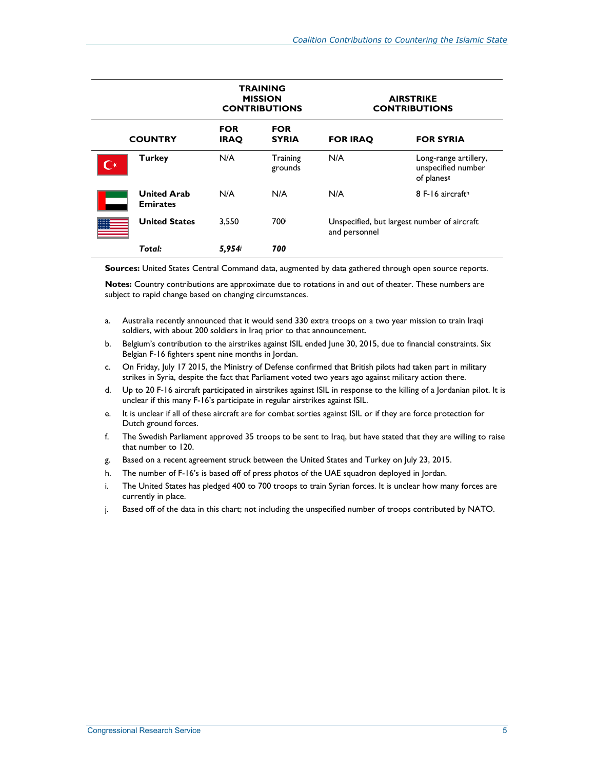| COUNTRY | TRAINING MISSION CONTRIBUTIONS | | AIRSTRIKE CONTRIBUTIONS | |
|---|---|---|---|---|
| | FOR IRAQ | FOR SYRIA | FOR IRAQ | FOR SYRIA |
| **Turkey** | N/A | Training grounds | N/A | Long-range artillery, unspecified number of planes[g] |
| **United Arab Emirates** | N/A | N/A | N/A | 8 F-16 aircraft[h] |
| **United States** | 3,550 | 700[i] | Unspecified, but largest number of aircraft and personnel | |
| ***Total:*** | ***5,954***[j] | ***700*** | | |

**Sources:** United States Central Command data, augmented by data gathered through open source reports.

**Notes:** Country contributions are approximate due to rotations in and out of theater. These numbers are subject to rapid change based on changing circumstances.

a. Australia recently announced that it would send 330 extra troops on a two year mission to train Iraqi soldiers, with about 200 soldiers in Iraq prior to that announcement.

b. Belgium's contribution to the airstrikes against ISIL ended June 30, 2015, due to financial constraints. Six Belgian F-16 fighters spent nine months in Jordan.

c. On Friday, July 17 2015, the Ministry of Defense confirmed that British pilots had taken part in military strikes in Syria, despite the fact that Parliament voted two years ago against military action there.

d. Up to 20 F-16 aircraft participated in airstrikes against ISIL in response to the killing of a Jordanian pilot. It is unclear if this many F-16's participate in regular airstrikes against ISIL.

e. It is unclear if all of these aircraft are for combat sorties against ISIL or if they are force protection for Dutch ground forces.

f. The Swedish Parliament approved 35 troops to be sent to Iraq, but have stated that they are willing to raise that number to 120.

g. Based on a recent agreement struck between the United States and Turkey on July 23, 2015.

h. The number of F-16's is based off of press photos of the UAE squadron deployed in Jordan.

i. The United States has pledged 400 to 700 troops to train Syrian forces. It is unclear how many forces are currently in place.

j. Based off of the data in this chart; not including the unspecified number of troops contributed by NATO.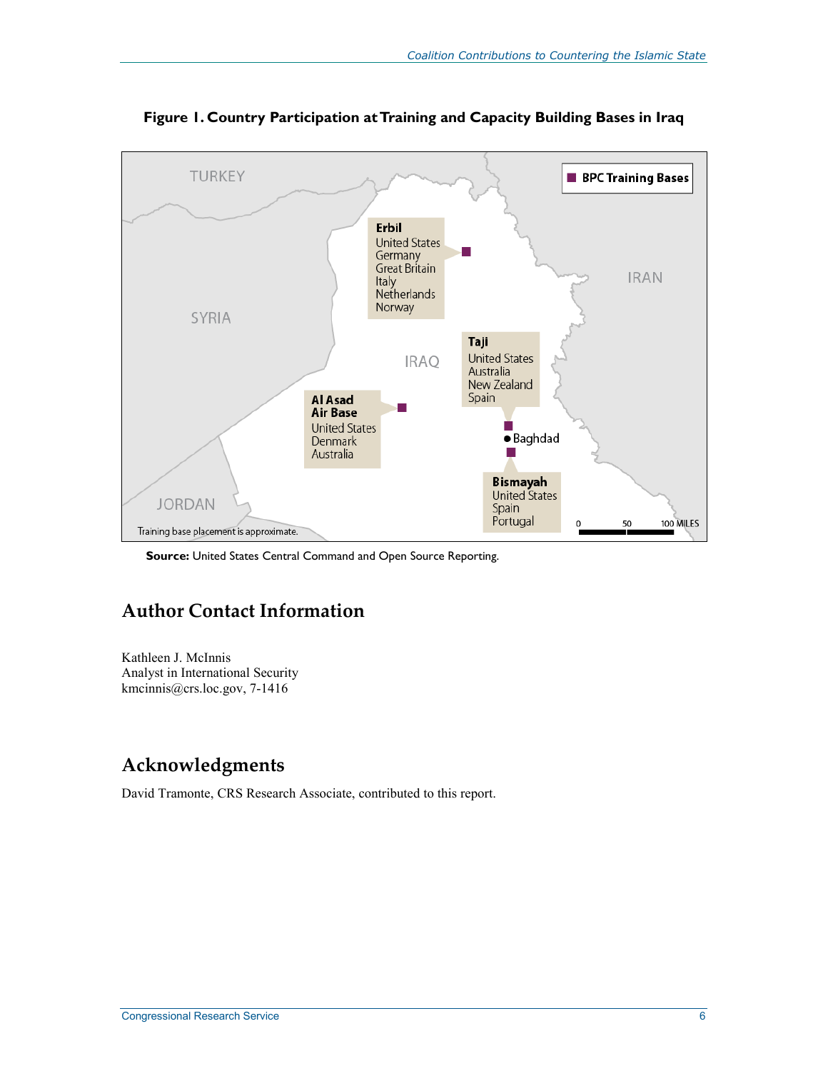**Figure 1. Country Participation at Training and Capacity Building Bases in Iraq**

TURKEY

BPC Training Bases

Erbil
United States
Germany
Great Britain
Italy
Netherlands
Norway

IRAN

SYRIA

Taji
United States
Australia
New Zealand
Spain

IRAQ

Al Asad
Air Base
United States
Denmark
Australia

Baghdad

Bismayah
United States
Spain
Portugal

JORDAN

Training base placement is approximate.

0 50 100 MILES

**Source:** United States Central Command and Open Source Reporting.

## Author Contact Information

Kathleen J. McInnis
Analyst in International Security
kmcinnis@crs.loc.gov, 7-1416

## Acknowledgments

David Tramonte, CRS Research Associate, contributed to this report.